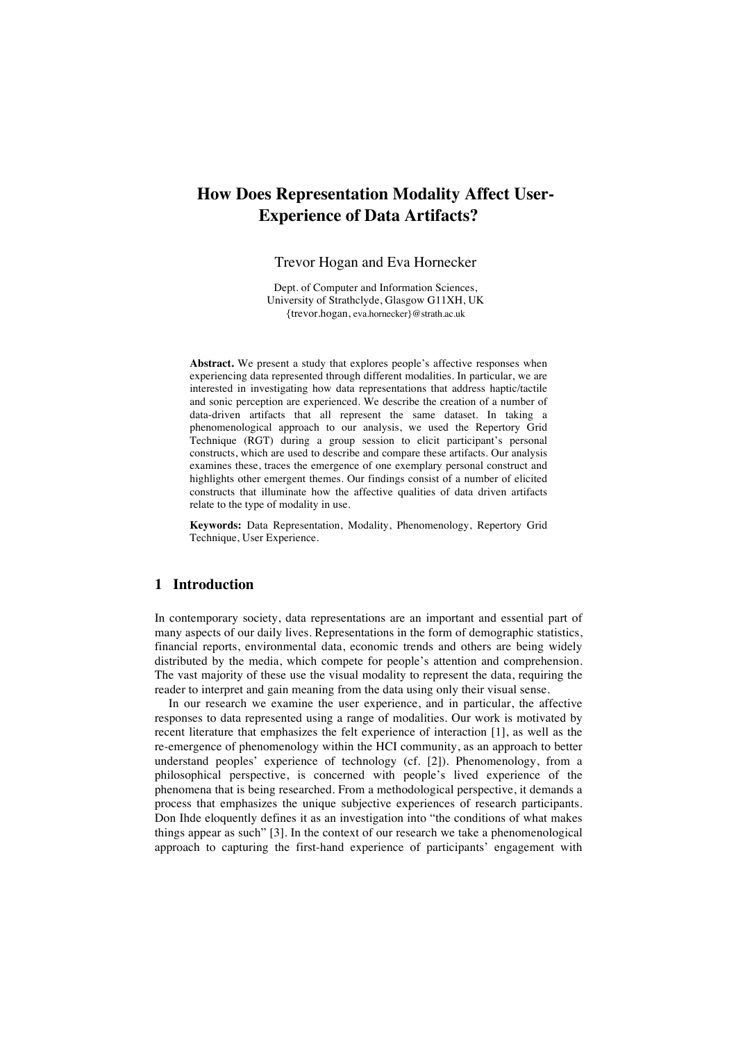# How Does Representation Modality Affect User-Experience of Data Artifacts?

Trevor Hogan and Eva Hornecker

Dept. of Computer and Information Sciences,
University of Strathclyde, Glasgow G11XH, UK
{trevor.hogan, eva.hornecker}@strath.ac.uk

**Abstract.** We present a study that explores people's affective responses when experiencing data represented through different modalities. In particular, we are interested in investigating how data representations that address haptic/tactile and sonic perception are experienced. We describe the creation of a number of data-driven artifacts that all represent the same dataset. In taking a phenomenological approach to our analysis, we used the Repertory Grid Technique (RGT) during a group session to elicit participant's personal constructs, which are used to describe and compare these artifacts. Our analysis examines these, traces the emergence of one exemplary personal construct and highlights other emergent themes. Our findings consist of a number of elicited constructs that illuminate how the affective qualities of data driven artifacts relate to the type of modality in use.

**Keywords:** Data Representation, Modality, Phenomenology, Repertory Grid Technique, User Experience.

## 1 Introduction

In contemporary society, data representations are an important and essential part of many aspects of our daily lives. Representations in the form of demographic statistics, financial reports, environmental data, economic trends and others are being widely distributed by the media, which compete for people's attention and comprehension. The vast majority of these use the visual modality to represent the data, requiring the reader to interpret and gain meaning from the data using only their visual sense.

In our research we examine the user experience, and in particular, the affective responses to data represented using a range of modalities. Our work is motivated by recent literature that emphasizes the felt experience of interaction [1], as well as the re-emergence of phenomenology within the HCI community, as an approach to better understand peoples' experience of technology (cf. [2]). Phenomenology, from a philosophical perspective, is concerned with people's lived experience of the phenomena that is being researched. From a methodological perspective, it demands a process that emphasizes the unique subjective experiences of research participants. Don Ihde eloquently defines it as an investigation into "the conditions of what makes things appear as such" [3]. In the context of our research we take a phenomenological approach to capturing the first-hand experience of participants' engagement with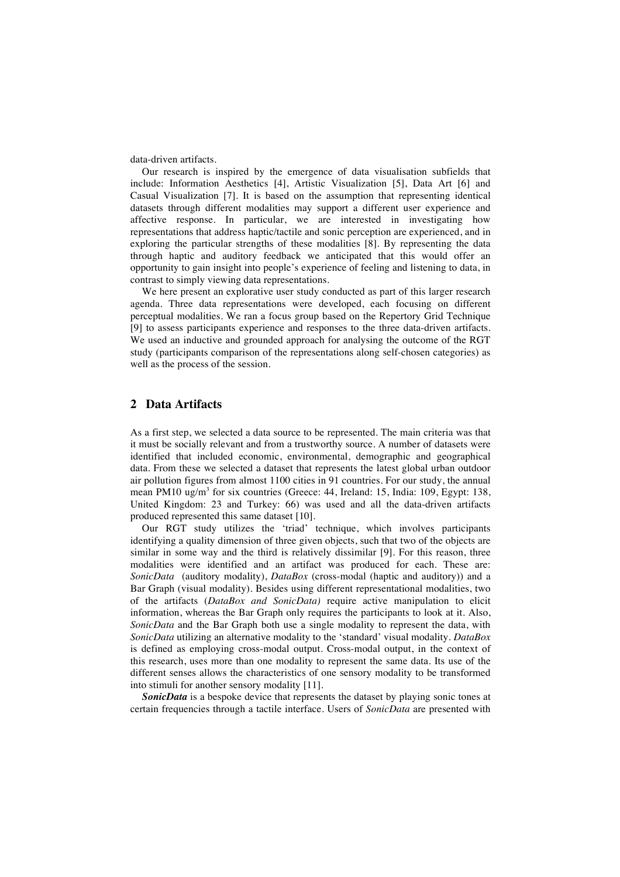data-driven artifacts.

Our research is inspired by the emergence of data visualisation subfields that include: Information Aesthetics [4], Artistic Visualization [5], Data Art [6] and Casual Visualization [7]. It is based on the assumption that representing identical datasets through different modalities may support a different user experience and affective response. In particular, we are interested in investigating how representations that address haptic/tactile and sonic perception are experienced, and in exploring the particular strengths of these modalities [8]. By representing the data through haptic and auditory feedback we anticipated that this would offer an opportunity to gain insight into people's experience of feeling and listening to data, in contrast to simply viewing data representations.

We here present an explorative user study conducted as part of this larger research agenda. Three data representations were developed, each focusing on different perceptual modalities. We ran a focus group based on the Repertory Grid Technique [9] to assess participants experience and responses to the three data-driven artifacts. We used an inductive and grounded approach for analysing the outcome of the RGT study (participants comparison of the representations along self-chosen categories) as well as the process of the session.

## 2 Data Artifacts

As a first step, we selected a data source to be represented. The main criteria was that it must be socially relevant and from a trustworthy source. A number of datasets were identified that included economic, environmental, demographic and geographical data. From these we selected a dataset that represents the latest global urban outdoor air pollution figures from almost 1100 cities in 91 countries. For our study, the annual mean PM10 ug/m$^3$ for six countries (Greece: 44, Ireland: 15, India: 109, Egypt: 138, United Kingdom: 23 and Turkey: 66) was used and all the data-driven artifacts produced represented this same dataset [10].

Our RGT study utilizes the 'triad' technique, which involves participants identifying a quality dimension of three given objects, such that two of the objects are similar in some way and the third is relatively dissimilar [9]. For this reason, three modalities were identified and an artifact was produced for each. These are: *SonicData* (auditory modality), *DataBox* (cross-modal (haptic and auditory)) and a Bar Graph (visual modality). Besides using different representational modalities, two of the artifacts (*DataBox and SonicData)* require active manipulation to elicit information, whereas the Bar Graph only requires the participants to look at it. Also, *SonicData* and the Bar Graph both use a single modality to represent the data, with *SonicData* utilizing an alternative modality to the 'standard' visual modality. *DataBox* is defined as employing cross-modal output. Cross-modal output, in the context of this research, uses more than one modality to represent the same data. Its use of the different senses allows the characteristics of one sensory modality to be transformed into stimuli for another sensory modality [11].

***SonicData*** is a bespoke device that represents the dataset by playing sonic tones at certain frequencies through a tactile interface. Users of *SonicData* are presented with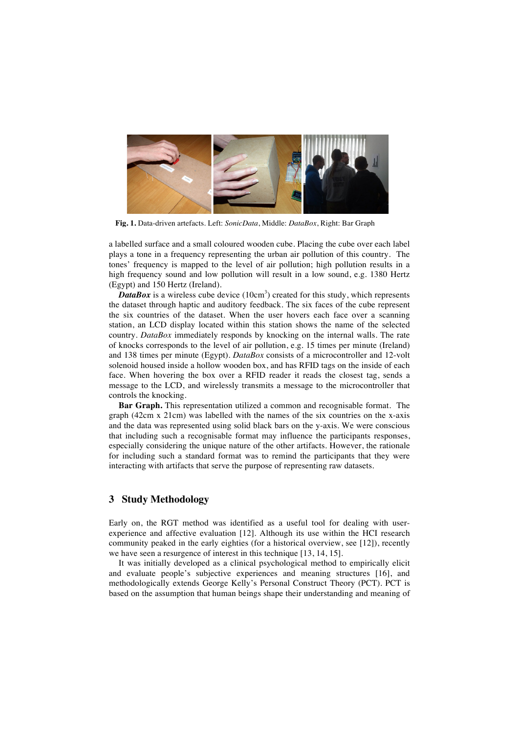**Fig. 1.** Data-driven artefacts. Left: *SonicData*, Middle: *DataBox*, Right: Bar Graph

a labelled surface and a small coloured wooden cube. Placing the cube over each label plays a tone in a frequency representing the urban air pollution of this country. The tones' frequency is mapped to the level of air pollution; high pollution results in a high frequency sound and low pollution will result in a low sound, e.g. 1380 Hertz (Egypt) and 150 Hertz (Ireland).

***DataBox*** is a wireless cube device (10cm$^3$) created for this study, which represents the dataset through haptic and auditory feedback. The six faces of the cube represent the six countries of the dataset. When the user hovers each face over a scanning station, an LCD display located within this station shows the name of the selected country. *DataBox* immediately responds by knocking on the internal walls. The rate of knocks corresponds to the level of air pollution, e.g. 15 times per minute (Ireland) and 138 times per minute (Egypt). *DataBox* consists of a microcontroller and 12-volt solenoid housed inside a hollow wooden box, and has RFID tags on the inside of each face. When hovering the box over a RFID reader it reads the closest tag, sends a message to the LCD, and wirelessly transmits a message to the microcontroller that controls the knocking.

**Bar Graph.** This representation utilized a common and recognisable format. The graph (42cm x 21cm) was labelled with the names of the six countries on the x-axis and the data was represented using solid black bars on the y-axis. We were conscious that including such a recognisable format may influence the participants responses, especially considering the unique nature of the other artifacts. However, the rationale for including such a standard format was to remind the participants that they were interacting with artifacts that serve the purpose of representing raw datasets.

## 3 Study Methodology

Early on, the RGT method was identified as a useful tool for dealing with user-experience and affective evaluation [12]. Although its use within the HCI research community peaked in the early eighties (for a historical overview, see [12]), recently we have seen a resurgence of interest in this technique [13, 14, 15].

It was initially developed as a clinical psychological method to empirically elicit and evaluate people's subjective experiences and meaning structures [16], and methodologically extends George Kelly's Personal Construct Theory (PCT). PCT is based on the assumption that human beings shape their understanding and meaning of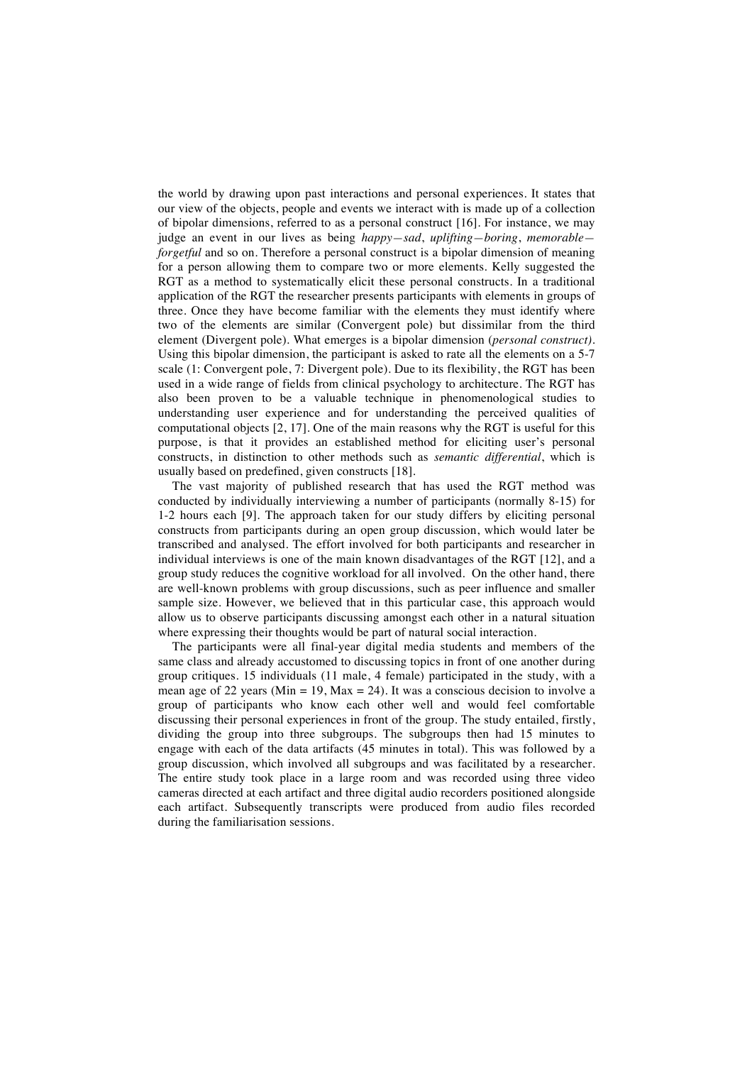the world by drawing upon past interactions and personal experiences. It states that our view of the objects, people and events we interact with is made up of a collection of bipolar dimensions, referred to as a personal construct [16]. For instance, we may judge an event in our lives as being *happy—sad*, *uplifting—boring*, *memorable—forgetful* and so on. Therefore a personal construct is a bipolar dimension of meaning for a person allowing them to compare two or more elements. Kelly suggested the RGT as a method to systematically elicit these personal constructs. In a traditional application of the RGT the researcher presents participants with elements in groups of three. Once they have become familiar with the elements they must identify where two of the elements are similar (Convergent pole) but dissimilar from the third element (Divergent pole). What emerges is a bipolar dimension (*personal construct)*. Using this bipolar dimension, the participant is asked to rate all the elements on a 5-7 scale (1: Convergent pole, 7: Divergent pole). Due to its flexibility, the RGT has been used in a wide range of fields from clinical psychology to architecture. The RGT has also been proven to be a valuable technique in phenomenological studies to understanding user experience and for understanding the perceived qualities of computational objects [2, 17]. One of the main reasons why the RGT is useful for this purpose, is that it provides an established method for eliciting user's personal constructs, in distinction to other methods such as *semantic differential*, which is usually based on predefined, given constructs [18].

The vast majority of published research that has used the RGT method was conducted by individually interviewing a number of participants (normally 8-15) for 1-2 hours each [9]. The approach taken for our study differs by eliciting personal constructs from participants during an open group discussion, which would later be transcribed and analysed. The effort involved for both participants and researcher in individual interviews is one of the main known disadvantages of the RGT [12], and a group study reduces the cognitive workload for all involved. On the other hand, there are well-known problems with group discussions, such as peer influence and smaller sample size. However, we believed that in this particular case, this approach would allow us to observe participants discussing amongst each other in a natural situation where expressing their thoughts would be part of natural social interaction.

The participants were all final-year digital media students and members of the same class and already accustomed to discussing topics in front of one another during group critiques. 15 individuals (11 male, 4 female) participated in the study, with a mean age of 22 years (Min = 19, Max = 24). It was a conscious decision to involve a group of participants who know each other well and would feel comfortable discussing their personal experiences in front of the group. The study entailed, firstly, dividing the group into three subgroups. The subgroups then had 15 minutes to engage with each of the data artifacts (45 minutes in total). This was followed by a group discussion, which involved all subgroups and was facilitated by a researcher. The entire study took place in a large room and was recorded using three video cameras directed at each artifact and three digital audio recorders positioned alongside each artifact. Subsequently transcripts were produced from audio files recorded during the familiarisation sessions.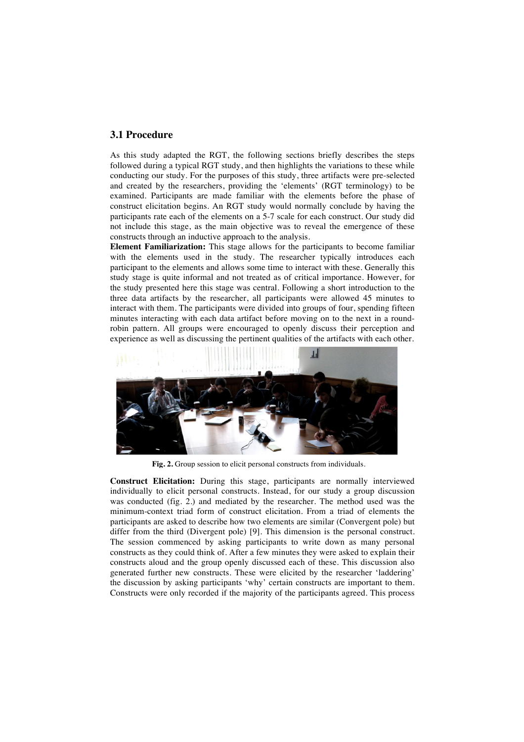### 3.1 Procedure

As this study adapted the RGT, the following sections briefly describes the steps followed during a typical RGT study, and then highlights the variations to these while conducting our study. For the purposes of this study, three artifacts were pre-selected and created by the researchers, providing the 'elements' (RGT terminology) to be examined. Participants are made familiar with the elements before the phase of construct elicitation begins. An RGT study would normally conclude by having the participants rate each of the elements on a 5-7 scale for each construct. Our study did not include this stage, as the main objective was to reveal the emergence of these constructs through an inductive approach to the analysis.

**Element Familiarization:** This stage allows for the participants to become familiar with the elements used in the study. The researcher typically introduces each participant to the elements and allows some time to interact with these. Generally this study stage is quite informal and not treated as of critical importance. However, for the study presented here this stage was central. Following a short introduction to the three data artifacts by the researcher, all participants were allowed 45 minutes to interact with them. The participants were divided into groups of four, spending fifteen minutes interacting with each data artifact before moving on to the next in a round-robin pattern. All groups were encouraged to openly discuss their perception and experience as well as discussing the pertinent qualities of the artifacts with each other.

**Fig. 2.** Group session to elicit personal constructs from individuals.

**Construct Elicitation:** During this stage, participants are normally interviewed individually to elicit personal constructs. Instead, for our study a group discussion was conducted (fig. 2.) and mediated by the researcher. The method used was the minimum-context triad form of construct elicitation. From a triad of elements the participants are asked to describe how two elements are similar (Convergent pole) but differ from the third (Divergent pole) [9]. This dimension is the personal construct. The session commenced by asking participants to write down as many personal constructs as they could think of. After a few minutes they were asked to explain their constructs aloud and the group openly discussed each of these. This discussion also generated further new constructs. These were elicited by the researcher 'laddering' the discussion by asking participants 'why' certain constructs are important to them. Constructs were only recorded if the majority of the participants agreed. This process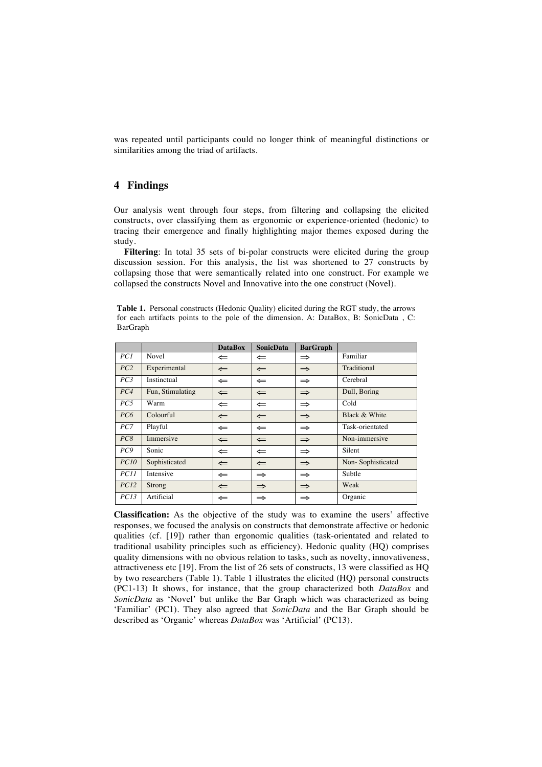was repeated until participants could no longer think of meaningful distinctions or similarities among the triad of artifacts.

## 4 Findings

Our analysis went through four steps, from filtering and collapsing the elicited constructs, over classifying them as ergonomic or experience-oriented (hedonic) to tracing their emergence and finally highlighting major themes exposed during the study.

**Filtering**: In total 35 sets of bi-polar constructs were elicited during the group discussion session. For this analysis, the list was shortened to 27 constructs by collapsing those that were semantically related into one construct. For example we collapsed the constructs Novel and Innovative into the one construct (Novel).

**Table 1.** Personal constructs (Hedonic Quality) elicited during the RGT study, the arrows for each artifacts points to the pole of the dimension. A: DataBox, B: SonicData , C: BarGraph

| | | DataBox | SonicData | BarGraph | |
|---|---|---|---|---|---|
| *PC1* | Novel | ⇐ | ⇐ | ⇒ | Familiar |
| *PC2* | Experimental | ⇐ | ⇐ | ⇒ | Traditional |
| *PC3* | Instinctual | ⇐ | ⇐ | ⇒ | Cerebral |
| *PC4* | Fun, Stimulating | ⇐ | ⇐ | ⇒ | Dull, Boring |
| *PC5* | Warm | ⇐ | ⇐ | ⇒ | Cold |
| *PC6* | Colourful | ⇐ | ⇐ | ⇒ | Black & White |
| *PC7* | Playful | ⇐ | ⇐ | ⇒ | Task-orientated |
| *PC8* | Immersive | ⇐ | ⇐ | ⇒ | Non-immersive |
| *PC9* | Sonic | ⇐ | ⇐ | ⇒ | Silent |
| *PC10* | Sophisticated | ⇐ | ⇐ | ⇒ | Non- Sophisticated |
| *PC11* | Intensive | ⇐ | ⇒ | ⇒ | Subtle |
| *PC12* | Strong | ⇐ | ⇒ | ⇒ | Weak |
| *PC13* | Artificial | ⇐ | ⇒ | ⇒ | Organic |

**Classification:** As the objective of the study was to examine the users' affective responses, we focused the analysis on constructs that demonstrate affective or hedonic qualities (cf. [19]) rather than ergonomic qualities (task-orientated and related to traditional usability principles such as efficiency). Hedonic quality (HQ) comprises quality dimensions with no obvious relation to tasks, such as novelty, innovativeness, attractiveness etc [19]. From the list of 26 sets of constructs, 13 were classified as HQ by two researchers (Table 1). Table 1 illustrates the elicited (HQ) personal constructs (PC1-13) It shows, for instance, that the group characterized both *DataBox* and *SonicData* as 'Novel' but unlike the Bar Graph which was characterized as being 'Familiar' (PC1). They also agreed that *SonicData* and the Bar Graph should be described as 'Organic' whereas *DataBox* was 'Artificial' (PC13).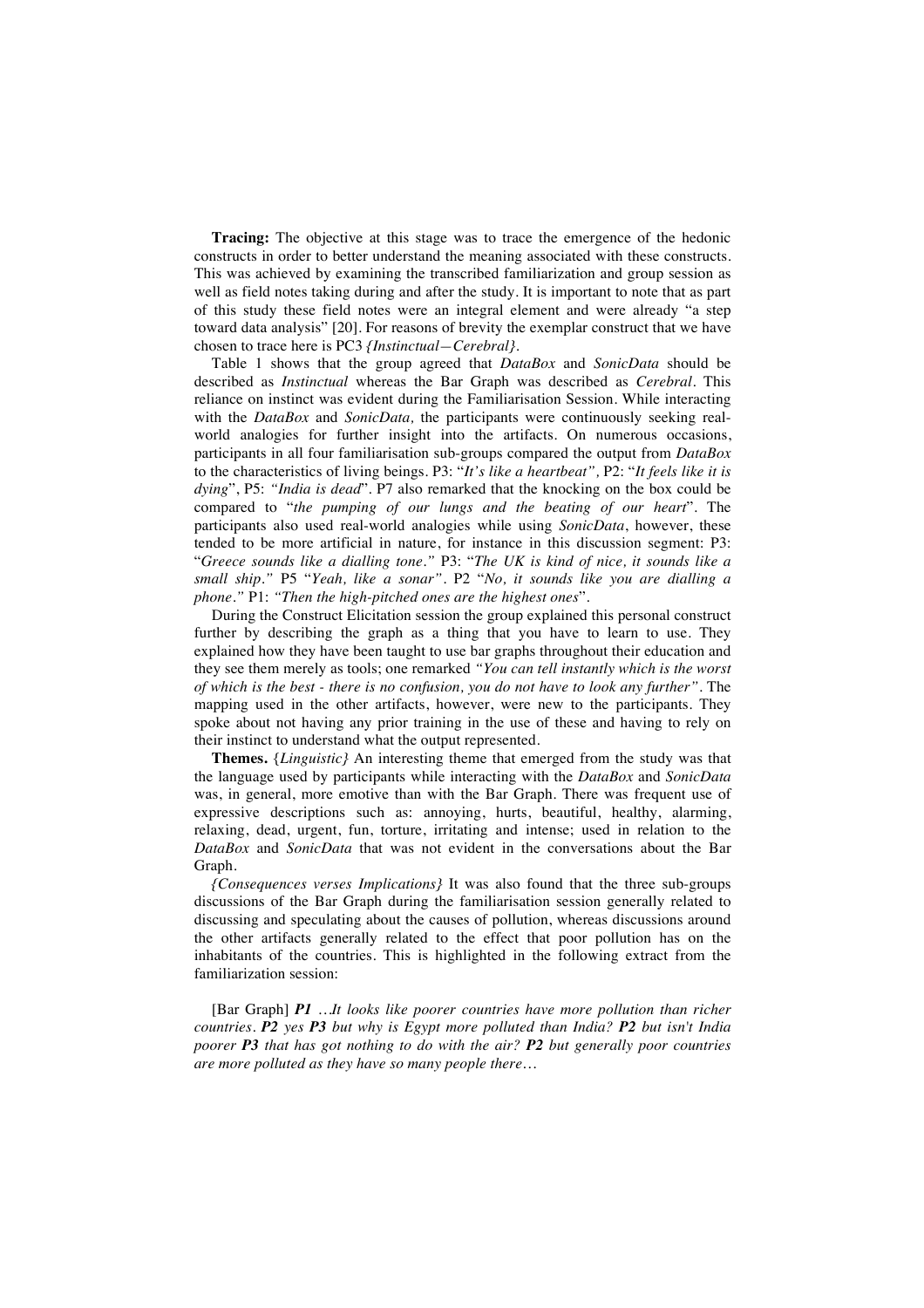**Tracing:** The objective at this stage was to trace the emergence of the hedonic constructs in order to better understand the meaning associated with these constructs. This was achieved by examining the transcribed familiarization and group session as well as field notes taking during and after the study. It is important to note that as part of this study these field notes were an integral element and were already "a step toward data analysis" [20]. For reasons of brevity the exemplar construct that we have chosen to trace here is PC3 *{Instinctual—Cerebral}*.

Table 1 shows that the group agreed that *DataBox* and *SonicData* should be described as *Instinctual* whereas the Bar Graph was described as *Cerebral*. This reliance on instinct was evident during the Familiarisation Session. While interacting with the *DataBox* and *SonicData,* the participants were continuously seeking real-world analogies for further insight into the artifacts. On numerous occasions, participants in all four familiarisation sub-groups compared the output from *DataBox* to the characteristics of living beings. P3: "*It's like a heartbeat",* P2: "*It feels like it is dying*", P5: *"India is dead*". P7 also remarked that the knocking on the box could be compared to "*the pumping of our lungs and the beating of our heart*". The participants also used real-world analogies while using *SonicData*, however, these tended to be more artificial in nature, for instance in this discussion segment: P3: "*Greece sounds like a dialling tone."* P3: "*The UK is kind of nice, it sounds like a small ship."* P5 "*Yeah, like a sonar"*. P2 "*No, it sounds like you are dialling a phone."* P1: *"Then the high-pitched ones are the highest ones*".

During the Construct Elicitation session the group explained this personal construct further by describing the graph as a thing that you have to learn to use. They explained how they have been taught to use bar graphs throughout their education and they see them merely as tools; one remarked *"You can tell instantly which is the worst of which is the best - there is no confusion, you do not have to look any further"*. The mapping used in the other artifacts, however, were new to the participants. They spoke about not having any prior training in the use of these and having to rely on their instinct to understand what the output represented.

**Themes.** {*Linguistic}* An interesting theme that emerged from the study was that the language used by participants while interacting with the *DataBox* and *SonicData* was, in general, more emotive than with the Bar Graph. There was frequent use of expressive descriptions such as: annoying, hurts, beautiful, healthy, alarming, relaxing, dead, urgent, fun, torture, irritating and intense; used in relation to the *DataBox* and *SonicData* that was not evident in the conversations about the Bar Graph.

*{Consequences verses Implications}* It was also found that the three sub-groups discussions of the Bar Graph during the familiarisation session generally related to discussing and speculating about the causes of pollution, whereas discussions around the other artifacts generally related to the effect that poor pollution has on the inhabitants of the countries. This is highlighted in the following extract from the familiarization session:

[Bar Graph] ***P1*** *…It looks like poorer countries have more pollution than richer countries.* ***P2*** *yes* ***P3*** *but why is Egypt more polluted than India?* ***P2*** *but isn't India poorer* ***P3*** *that has got nothing to do with the air?* ***P2*** *but generally poor countries are more polluted as they have so many people there…*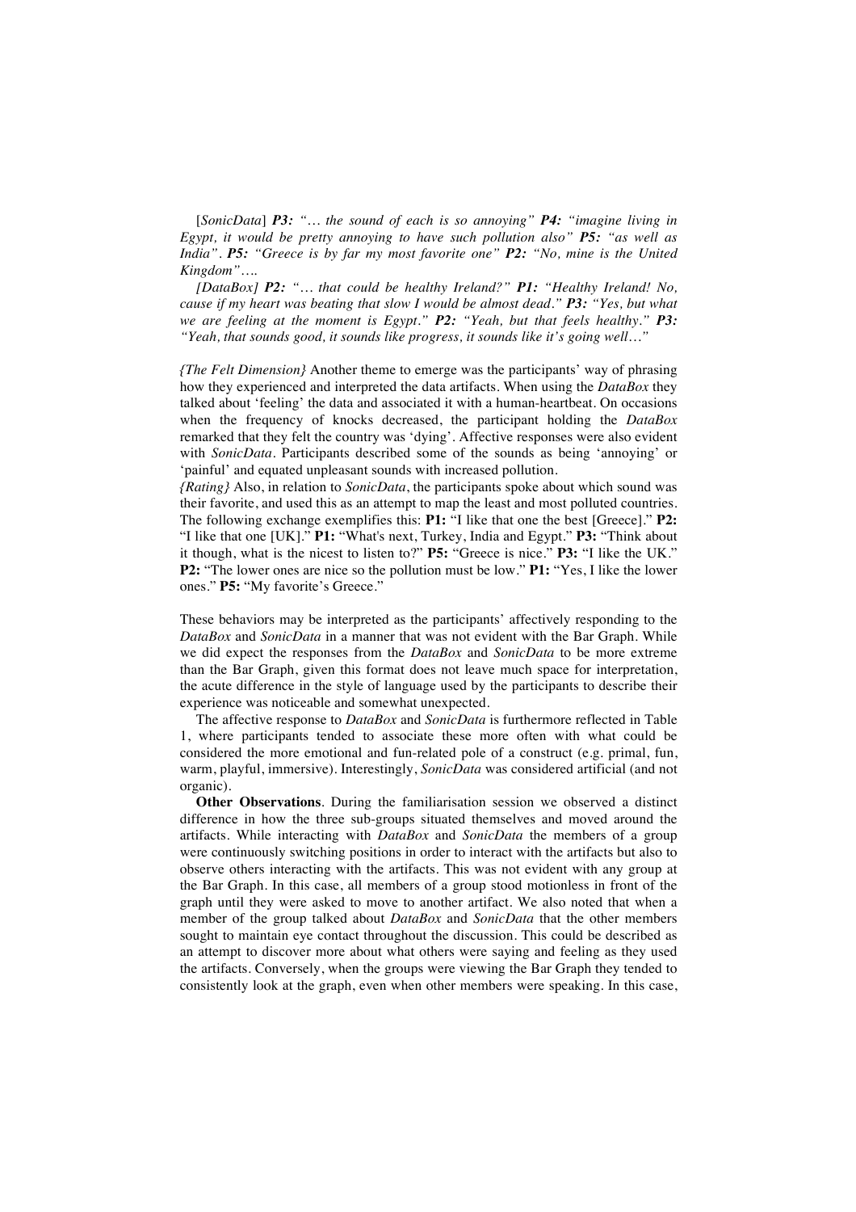[*SonicData*] ***P3:*** *"… the sound of each is so annoying"* ***P4:*** *"imagine living in Egypt, it would be pretty annoying to have such pollution also"* ***P5:*** *"as well as India".* ***P5:*** *"Greece is by far my most favorite one"* ***P2:*** *"No, mine is the United Kingdom"….*

*[DataBox]* ***P2:*** *"… that could be healthy Ireland?"* ***P1:*** *"Healthy Ireland! No, cause if my heart was beating that slow I would be almost dead."* ***P3:*** *"Yes, but what we are feeling at the moment is Egypt."* ***P2:*** *"Yeah, but that feels healthy."* ***P3:*** *"Yeah, that sounds good, it sounds like progress, it sounds like it's going well…"*

*{The Felt Dimension}* Another theme to emerge was the participants' way of phrasing how they experienced and interpreted the data artifacts. When using the *DataBox* they talked about 'feeling' the data and associated it with a human-heartbeat. On occasions when the frequency of knocks decreased, the participant holding the *DataBox* remarked that they felt the country was 'dying'. Affective responses were also evident with *SonicData*. Participants described some of the sounds as being 'annoying' or 'painful' and equated unpleasant sounds with increased pollution.

*{Rating}* Also, in relation to *SonicData*, the participants spoke about which sound was their favorite, and used this as an attempt to map the least and most polluted countries. The following exchange exemplifies this: **P1:** "I like that one the best [Greece]." **P2:** "I like that one [UK]." **P1:** "What's next, Turkey, India and Egypt." **P3:** "Think about it though, what is the nicest to listen to?" **P5:** "Greece is nice." **P3:** "I like the UK." **P2:** "The lower ones are nice so the pollution must be low." **P1:** "Yes, I like the lower ones." **P5:** "My favorite's Greece."

These behaviors may be interpreted as the participants' affectively responding to the *DataBox* and *SonicData* in a manner that was not evident with the Bar Graph. While we did expect the responses from the *DataBox* and *SonicData* to be more extreme than the Bar Graph, given this format does not leave much space for interpretation, the acute difference in the style of language used by the participants to describe their experience was noticeable and somewhat unexpected.

The affective response to *DataBox* and *SonicData* is furthermore reflected in Table 1, where participants tended to associate these more often with what could be considered the more emotional and fun-related pole of a construct (e.g. primal, fun, warm, playful, immersive). Interestingly, *SonicData* was considered artificial (and not organic).

**Other Observations**. During the familiarisation session we observed a distinct difference in how the three sub-groups situated themselves and moved around the artifacts. While interacting with *DataBox* and *SonicData* the members of a group were continuously switching positions in order to interact with the artifacts but also to observe others interacting with the artifacts. This was not evident with any group at the Bar Graph. In this case, all members of a group stood motionless in front of the graph until they were asked to move to another artifact. We also noted that when a member of the group talked about *DataBox* and *SonicData* that the other members sought to maintain eye contact throughout the discussion. This could be described as an attempt to discover more about what others were saying and feeling as they used the artifacts. Conversely, when the groups were viewing the Bar Graph they tended to consistently look at the graph, even when other members were speaking. In this case,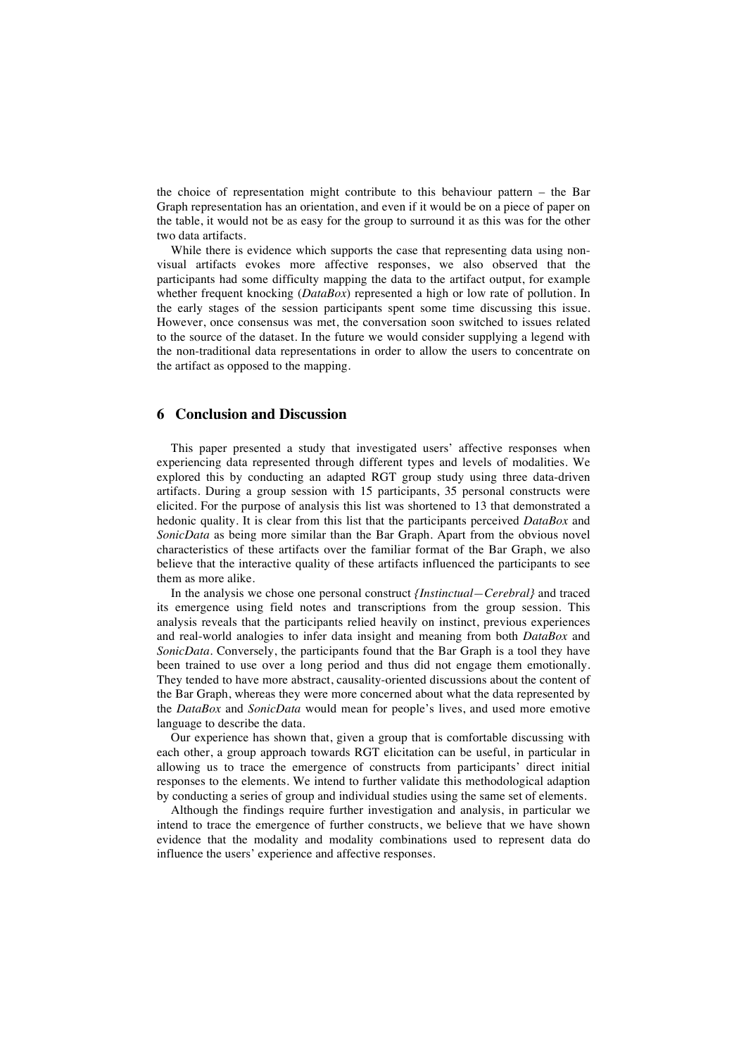the choice of representation might contribute to this behaviour pattern – the Bar Graph representation has an orientation, and even if it would be on a piece of paper on the table, it would not be as easy for the group to surround it as this was for the other two data artifacts.

While there is evidence which supports the case that representing data using non-visual artifacts evokes more affective responses, we also observed that the participants had some difficulty mapping the data to the artifact output, for example whether frequent knocking (*DataBox*) represented a high or low rate of pollution. In the early stages of the session participants spent some time discussing this issue. However, once consensus was met, the conversation soon switched to issues related to the source of the dataset. In the future we would consider supplying a legend with the non-traditional data representations in order to allow the users to concentrate on the artifact as opposed to the mapping.

## 6 Conclusion and Discussion

This paper presented a study that investigated users' affective responses when experiencing data represented through different types and levels of modalities. We explored this by conducting an adapted RGT group study using three data-driven artifacts. During a group session with 15 participants, 35 personal constructs were elicited. For the purpose of analysis this list was shortened to 13 that demonstrated a hedonic quality. It is clear from this list that the participants perceived *DataBox* and *SonicData* as being more similar than the Bar Graph. Apart from the obvious novel characteristics of these artifacts over the familiar format of the Bar Graph, we also believe that the interactive quality of these artifacts influenced the participants to see them as more alike.

In the analysis we chose one personal construct *{Instinctual—Cerebral}* and traced its emergence using field notes and transcriptions from the group session. This analysis reveals that the participants relied heavily on instinct, previous experiences and real-world analogies to infer data insight and meaning from both *DataBox* and *SonicData*. Conversely, the participants found that the Bar Graph is a tool they have been trained to use over a long period and thus did not engage them emotionally. They tended to have more abstract, causality-oriented discussions about the content of the Bar Graph, whereas they were more concerned about what the data represented by the *DataBox* and *SonicData* would mean for people's lives, and used more emotive language to describe the data.

Our experience has shown that, given a group that is comfortable discussing with each other, a group approach towards RGT elicitation can be useful, in particular in allowing us to trace the emergence of constructs from participants' direct initial responses to the elements. We intend to further validate this methodological adaption by conducting a series of group and individual studies using the same set of elements.

Although the findings require further investigation and analysis, in particular we intend to trace the emergence of further constructs, we believe that we have shown evidence that the modality and modality combinations used to represent data do influence the users' experience and affective responses.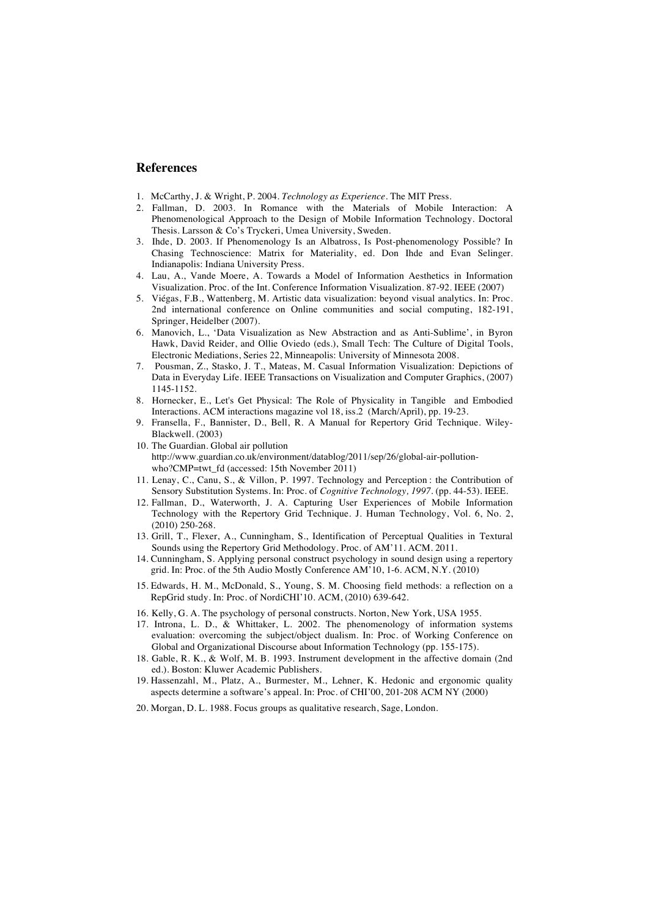## References

1. McCarthy, J. & Wright, P. 2004. *Technology as Experience*. The MIT Press.
2. Fallman, D. 2003. In Romance with the Materials of Mobile Interaction: A Phenomenological Approach to the Design of Mobile Information Technology. Doctoral Thesis. Larsson & Co's Tryckeri, Umea University, Sweden.
3. Ihde, D. 2003. If Phenomenology Is an Albatross, Is Post-phenomenology Possible? In Chasing Technoscience: Matrix for Materiality, ed. Don Ihde and Evan Selinger. Indianapolis: Indiana University Press.
4. Lau, A., Vande Moere, A. Towards a Model of Information Aesthetics in Information Visualization. Proc. of the Int. Conference Information Visualization. 87-92. IEEE (2007)
5. Viégas, F.B., Wattenberg, M. Artistic data visualization: beyond visual analytics. In: Proc. 2nd international conference on Online communities and social computing, 182-191, Springer, Heidelber (2007).
6. Manovich, L., 'Data Visualization as New Abstraction and as Anti-Sublime', in Byron Hawk, David Reider, and Ollie Oviedo (eds.), Small Tech: The Culture of Digital Tools, Electronic Mediations, Series 22, Minneapolis: University of Minnesota 2008.
7. Pousman, Z., Stasko, J. T., Mateas, M. Casual Information Visualization: Depictions of Data in Everyday Life. IEEE Transactions on Visualization and Computer Graphics, (2007) 1145-1152.
8. Hornecker, E., Let's Get Physical: The Role of Physicality in Tangible and Embodied Interactions. ACM interactions magazine vol 18, iss.2 (March/April), pp. 19-23.
9. Fransella, F., Bannister, D., Bell, R. A Manual for Repertory Grid Technique. Wiley-Blackwell. (2003)
10. The Guardian. Global air pollution http://www.guardian.co.uk/environment/datablog/2011/sep/26/global-air-pollution-who?CMP=twt_fd (accessed: 15th November 2011)
11. Lenay, C., Canu, S., & Villon, P. 1997. Technology and Perception : the Contribution of Sensory Substitution Systems. In: Proc. of *Cognitive Technology, 1997*. (pp. 44-53). IEEE.
12. Fallman, D., Waterworth, J. A. Capturing User Experiences of Mobile Information Technology with the Repertory Grid Technique. J. Human Technology, Vol. 6, No. 2, (2010) 250-268.
13. Grill, T., Flexer, A., Cunningham, S., Identification of Perceptual Qualities in Textural Sounds using the Repertory Grid Methodology. Proc. of AM'11. ACM. 2011.
14. Cunningham, S. Applying personal construct psychology in sound design using a repertory grid. In: Proc. of the 5th Audio Mostly Conference AM'10, 1-6. ACM, N.Y. (2010)
15. Edwards, H. M., McDonald, S., Young, S. M. Choosing field methods: a reflection on a RepGrid study. In: Proc. of NordiCHI'10. ACM, (2010) 639-642.
16. Kelly, G. A. The psychology of personal constructs. Norton, New York, USA 1955.
17. Introna, L. D., & Whittaker, L. 2002. The phenomenology of information systems evaluation: overcoming the subject/object dualism. In: Proc. of Working Conference on Global and Organizational Discourse about Information Technology (pp. 155-175).
18. Gable, R. K., & Wolf, M. B. 1993. Instrument development in the affective domain (2nd ed.). Boston: Kluwer Academic Publishers.
19. Hassenzahl, M., Platz, A., Burmester, M., Lehner, K. Hedonic and ergonomic quality aspects determine a software's appeal. In: Proc. of CHI'00, 201-208 ACM NY (2000)
20. Morgan, D. L. 1988. Focus groups as qualitative research, Sage, London.